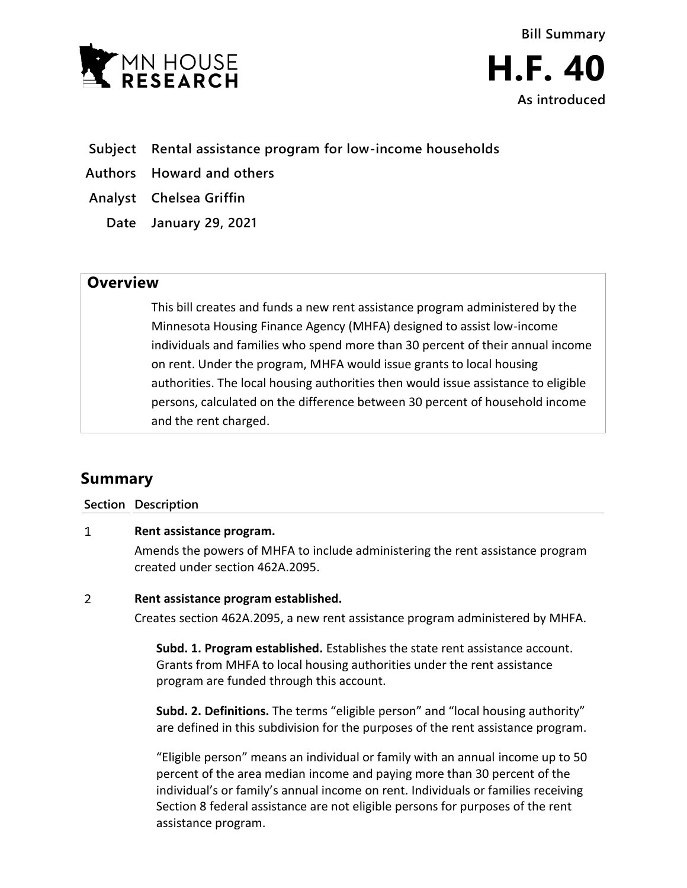Bill Summary

# H.F. 40

As introduced

**Subject** Rental assistance program for low-income households

**Authors** Howard and others

**Analyst** Chelsea Griffin

**Date** January 29, 2021

## Overview

This bill creates and funds a new rent assistance program administered by the Minnesota Housing Finance Agency (MHFA) designed to assist low-income individuals and families who spend more than 30 percent of their annual income on rent. Under the program, MHFA would issue grants to local housing authorities. The local housing authorities then would issue assistance to eligible persons, calculated on the difference between 30 percent of household income and the rent charged.

## Summary

| Section | Description |
|---|---|

1 **Rent assistance program.**

Amends the powers of MHFA to include administering the rent assistance program created under section 462A.2095.

2 **Rent assistance program established.**

Creates section 462A.2095, a new rent assistance program administered by MHFA.

**Subd. 1. Program established.** Establishes the state rent assistance account. Grants from MHFA to local housing authorities under the rent assistance program are funded through this account.

**Subd. 2. Definitions.** The terms "eligible person" and "local housing authority" are defined in this subdivision for the purposes of the rent assistance program.

"Eligible person" means an individual or family with an annual income up to 50 percent of the area median income and paying more than 30 percent of the individual's or family's annual income on rent. Individuals or families receiving Section 8 federal assistance are not eligible persons for purposes of the rent assistance program.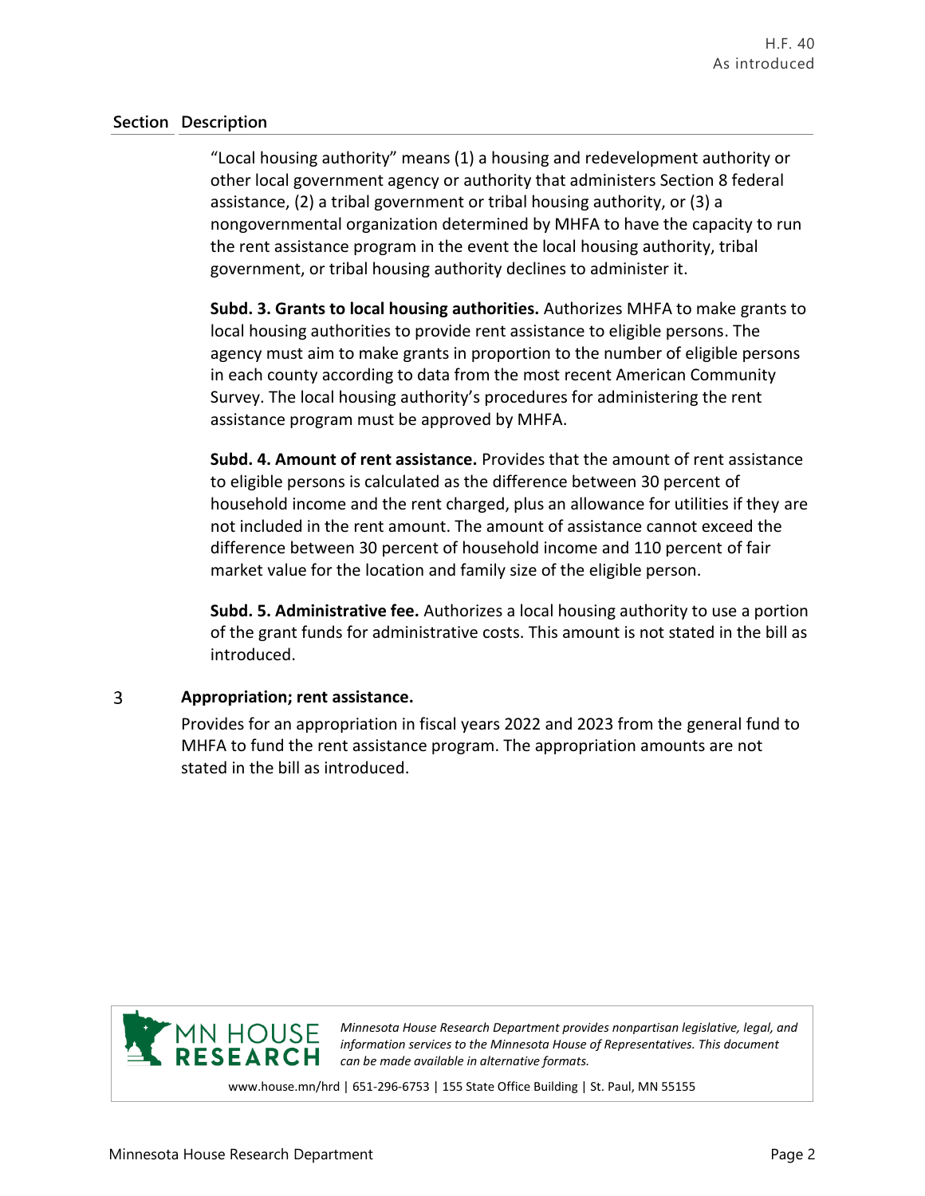| Section | Description |
|---|---|
| | "Local housing authority" means (1) a housing and redevelopment authority or other local government agency or authority that administers Section 8 federal assistance, (2) a tribal government or tribal housing authority, or (3) a nongovernmental organization determined by MHFA to have the capacity to run the rent assistance program in the event the local housing authority, tribal government, or tribal housing authority declines to administer it.<br><br>**Subd. 3. Grants to local housing authorities.** Authorizes MHFA to make grants to local housing authorities to provide rent assistance to eligible persons. The agency must aim to make grants in proportion to the number of eligible persons in each county according to data from the most recent American Community Survey. The local housing authority's procedures for administering the rent assistance program must be approved by MHFA.<br><br>**Subd. 4. Amount of rent assistance.** Provides that the amount of rent assistance to eligible persons is calculated as the difference between 30 percent of household income and the rent charged, plus an allowance for utilities if they are not included in the rent amount. The amount of assistance cannot exceed the difference between 30 percent of household income and 110 percent of fair market value for the location and family size of the eligible person.<br><br>**Subd. 5. Administrative fee.** Authorizes a local housing authority to use a portion of the grant funds for administrative costs. This amount is not stated in the bill as introduced. |
| 3 | **Appropriation; rent assistance.**<br><br>Provides for an appropriation in fiscal years 2022 and 2023 from the general fund to MHFA to fund the rent assistance program. The appropriation amounts are not stated in the bill as introduced. |

*Minnesota House Research Department provides nonpartisan legislative, legal, and information services to the Minnesota House of Representatives. This document can be made available in alternative formats.*

www.house.mn/hrd | 651-296-6753 | 155 State Office Building | St. Paul, MN 55155